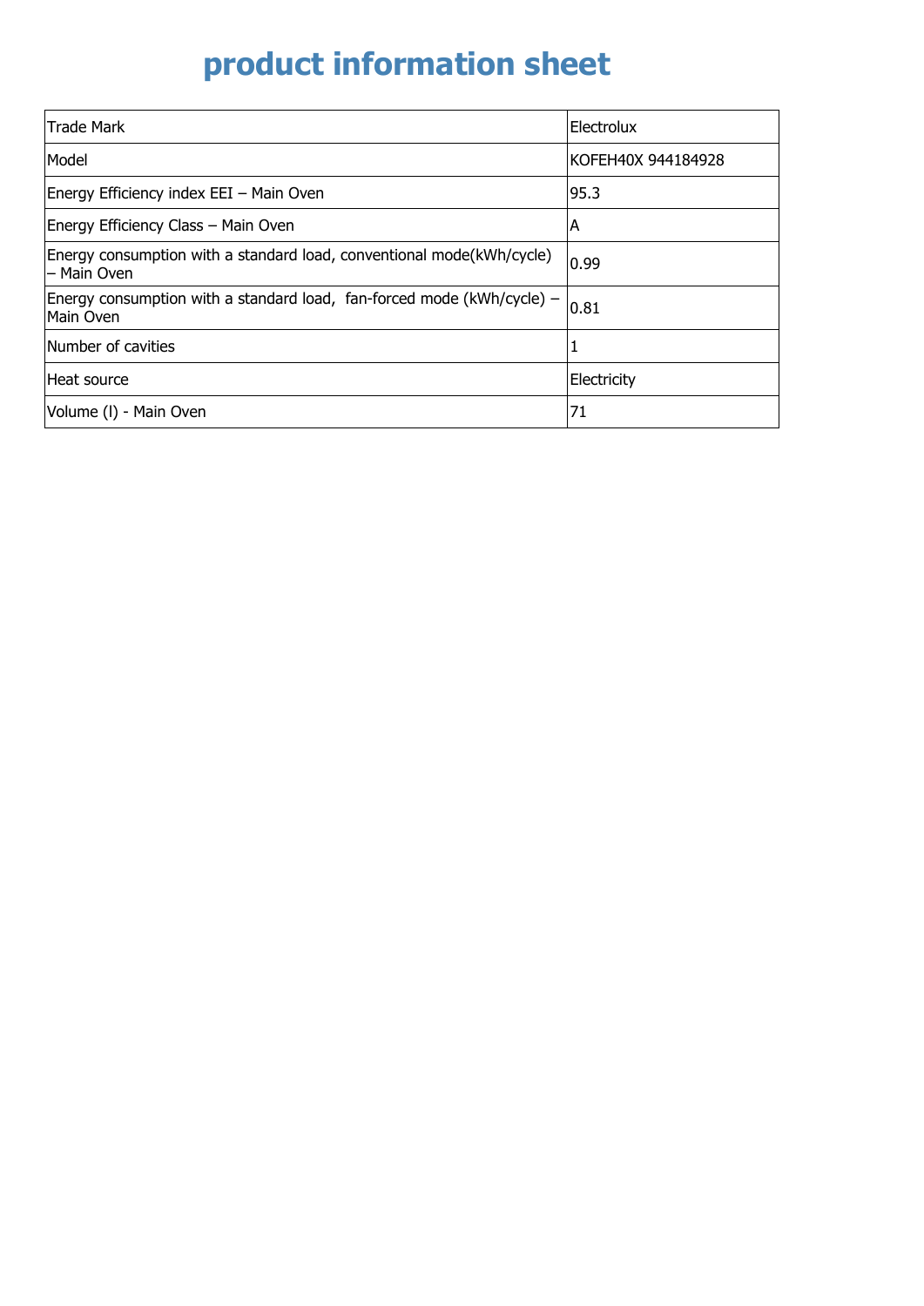# product information sheet

| Trade Mark | Electrolux |
| --- | --- |
| Model | KOFEH40X 944184928 |
| Energy Efficiency index EEI – Main Oven | 95.3 |
| Energy Efficiency Class – Main Oven | A |
| Energy consumption with a standard load, conventional mode(kWh/cycle) – Main Oven | 0.99 |
| Energy consumption with a standard load, fan-forced mode (kWh/cycle) – Main Oven | 0.81 |
| Number of cavities | 1 |
| Heat source | Electricity |
| Volume (l) - Main Oven | 71 |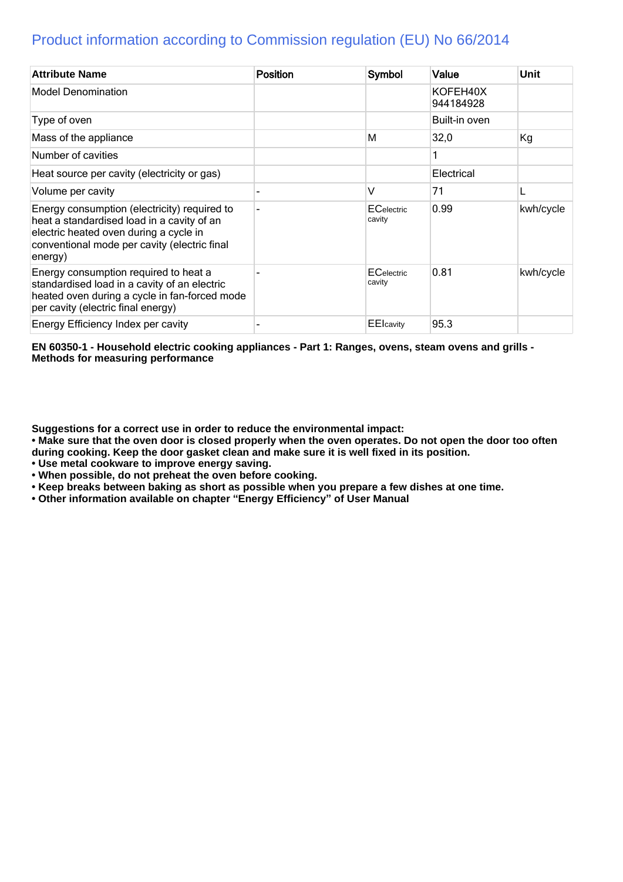# Product information according to Commission regulation (EU) No 66/2014

| Attribute Name | Position | Symbol | Value | Unit |
|---|---|---|---|---|
| Model Denomination | | | KOFEH40X 944184928 | |
| Type of oven | | | Built-in oven | |
| Mass of the appliance | | M | 32,0 | Kg |
| Number of cavities | | | 1 | |
| Heat source per cavity (electricity or gas) | | | Electrical | |
| Volume per cavity | - | V | 71 | L |
| Energy consumption (electricity) required to heat a standardised load in a cavity of an electric heated oven during a cycle in conventional mode per cavity (electric final energy) | - | $EC_{electric\ cavity}$ | 0.99 | kwh/cycle |
| Energy consumption required to heat a standardised load in a cavity of an electric heated oven during a cycle in fan-forced mode per cavity (electric final energy) | - | $EC_{electric\ cavity}$ | 0.81 | kwh/cycle |
| Energy Efficiency Index per cavity | - | $EEI_{cavity}$ | 95.3 | |

**EN 60350-1 - Household electric cooking appliances - Part 1: Ranges, ovens, steam ovens and grills - Methods for measuring performance**

**Suggestions for a correct use in order to reduce the environmental impact:**
**• Make sure that the oven door is closed properly when the oven operates. Do not open the door too often during cooking. Keep the door gasket clean and make sure it is well fixed in its position.**
**• Use metal cookware to improve energy saving.**
**• When possible, do not preheat the oven before cooking.**
**• Keep breaks between baking as short as possible when you prepare a few dishes at one time.**
**• Other information available on chapter "Energy Efficiency" of User Manual**